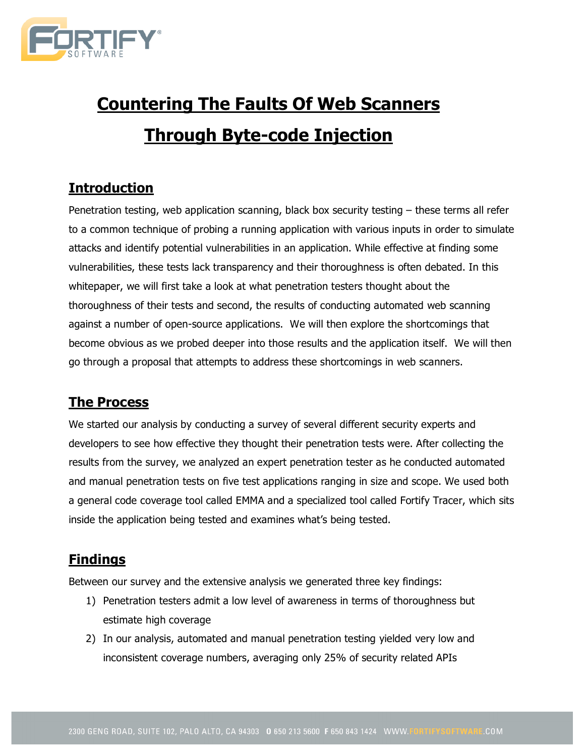# Countering The Faults Of Web Scanners Through Byte-code Injection

## Introduction

Penetration testing, web application scanning, black box security testing – these terms all refer to a common technique of probing a running application with various inputs in order to simulate attacks and identify potential vulnerabilities in an application. While effective at finding some vulnerabilities, these tests lack transparency and their thoroughness is often debated. In this whitepaper, we will first take a look at what penetration testers thought about the thoroughness of their tests and second, the results of conducting automated web scanning against a number of open-source applications. We will then explore the shortcomings that become obvious as we probed deeper into those results and the application itself. We will then go through a proposal that attempts to address these shortcomings in web scanners.

## The Process

We started our analysis by conducting a survey of several different security experts and developers to see how effective they thought their penetration tests were. After collecting the results from the survey, we analyzed an expert penetration tester as he conducted automated and manual penetration tests on five test applications ranging in size and scope. We used both a general code coverage tool called EMMA and a specialized tool called Fortify Tracer, which sits inside the application being tested and examines what's being tested.

## Findings

Between our survey and the extensive analysis we generated three key findings:

1) Penetration testers admit a low level of awareness in terms of thoroughness but estimate high coverage
2) In our analysis, automated and manual penetration testing yielded very low and inconsistent coverage numbers, averaging only 25% of security related APIs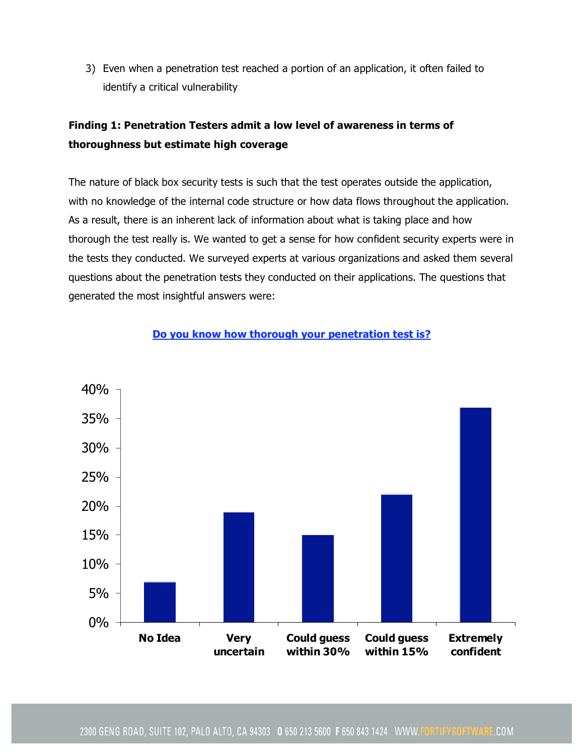3) Even when a penetration test reached a portion of an application, it often failed to identify a critical vulnerability

**Finding 1: Penetration Testers admit a low level of awareness in terms of thoroughness but estimate high coverage**

The nature of black box security tests is such that the test operates outside the application, with no knowledge of the internal code structure or how data flows throughout the application. As a result, there is an inherent lack of information about what is taking place and how thorough the test really is. We wanted to get a sense for how confident security experts were in the tests they conducted. We surveyed experts at various organizations and asked them several questions about the penetration tests they conducted on their applications. The questions that generated the most insightful answers were:

**Do you know how thorough your penetration test is?**

| Response | Percentage |
| --- | --- |
| No Idea | 7% |
| Very uncertain | 19% |
| Could guess within 30% | 15% |
| Could guess within 15% | 22% |
| Extremely confident | 37% |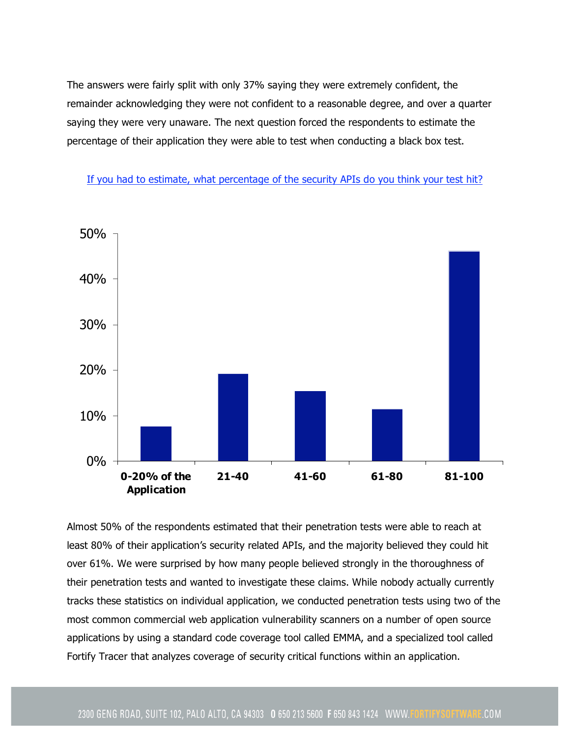The answers were fairly split with only 37% saying they were extremely confident, the remainder acknowledging they were not confident to a reasonable degree, and over a quarter saying they were very unaware. The next question forced the respondents to estimate the percentage of their application they were able to test when conducting a black box test.

If you had to estimate, what percentage of the security APIs do you think your test hit?

Almost 50% of the respondents estimated that their penetration tests were able to reach at least 80% of their application's security related APIs, and the majority believed they could hit over 61%. We were surprised by how many people believed strongly in the thoroughness of their penetration tests and wanted to investigate these claims. While nobody actually currently tracks these statistics on individual application, we conducted penetration tests using two of the most common commercial web application vulnerability scanners on a number of open source applications by using a standard code coverage tool called EMMA, and a specialized tool called Fortify Tracer that analyzes coverage of security critical functions within an application.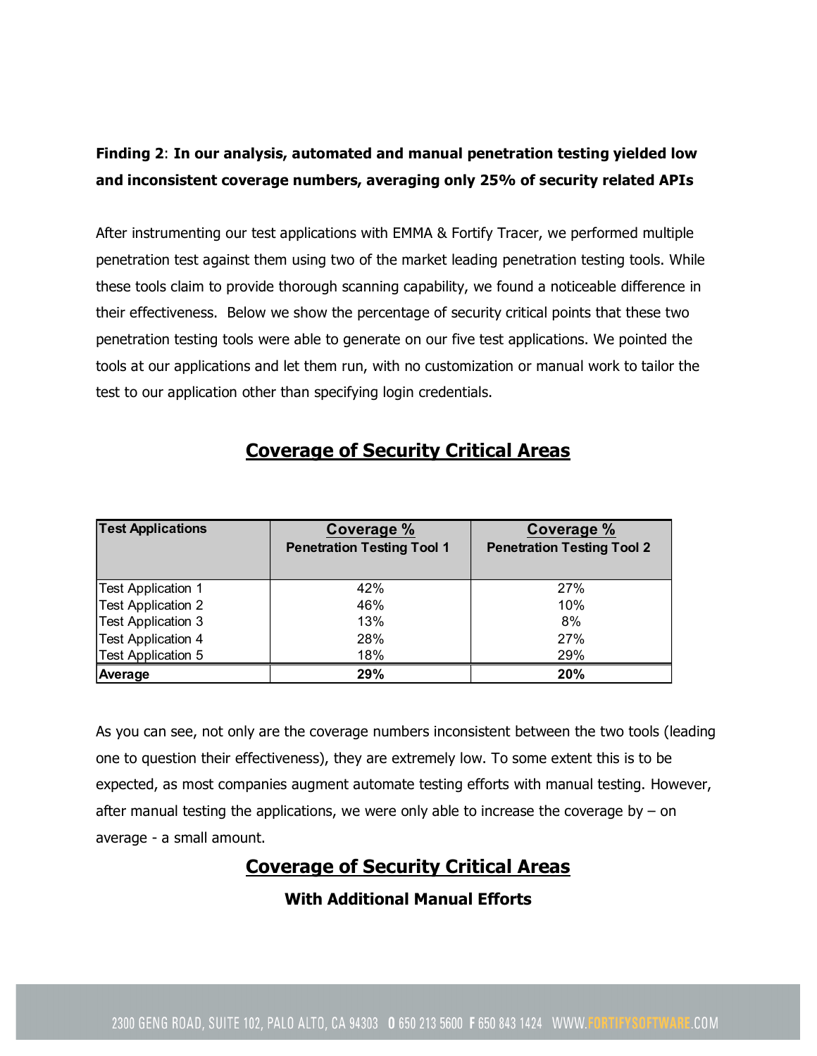**Finding 2**: **In our analysis, automated and manual penetration testing yielded low and inconsistent coverage numbers, averaging only 25% of security related APIs**

After instrumenting our test applications with EMMA & Fortify Tracer, we performed multiple penetration test against them using two of the market leading penetration testing tools. While these tools claim to provide thorough scanning capability, we found a noticeable difference in their effectiveness. Below we show the percentage of security critical points that these two penetration testing tools were able to generate on our five test applications. We pointed the tools at our applications and let them run, with no customization or manual work to tailor the test to our application other than specifying login credentials.

## Coverage of Security Critical Areas

| Test Applications | Coverage % Penetration Testing Tool 1 | Coverage % Penetration Testing Tool 2 |
|---|---|---|
| Test Application 1 | 42% | 27% |
| Test Application 2 | 46% | 10% |
| Test Application 3 | 13% | 8% |
| Test Application 4 | 28% | 27% |
| Test Application 5 | 18% | 29% |
| **Average** | **29%** | **20%** |

As you can see, not only are the coverage numbers inconsistent between the two tools (leading one to question their effectiveness), they are extremely low. To some extent this is to be expected, as most companies augment automate testing efforts with manual testing. However, after manual testing the applications, we were only able to increase the coverage by – on average - a small amount.

## Coverage of Security Critical Areas

### With Additional Manual Efforts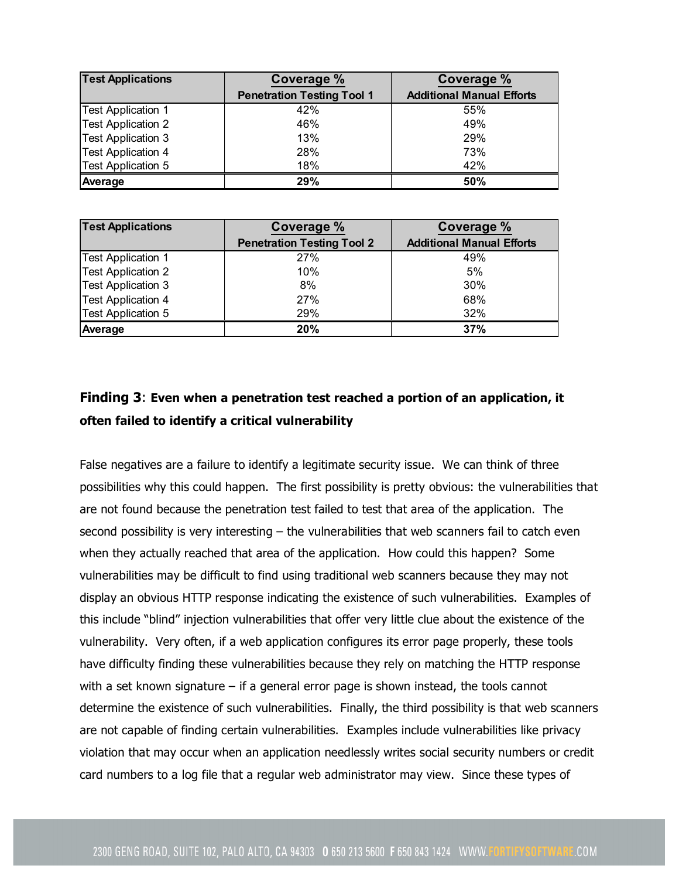| Test Applications | Coverage % Penetration Testing Tool 1 | Coverage % Additional Manual Efforts |
| --- | --- | --- |
| Test Application 1 | 42% | 55% |
| Test Application 2 | 46% | 49% |
| Test Application 3 | 13% | 29% |
| Test Application 4 | 28% | 73% |
| Test Application 5 | 18% | 42% |
| **Average** | **29%** | **50%** |

| Test Applications | Coverage % Penetration Testing Tool 2 | Coverage % Additional Manual Efforts |
| --- | --- | --- |
| Test Application 1 | 27% | 49% |
| Test Application 2 | 10% | 5% |
| Test Application 3 | 8% | 30% |
| Test Application 4 | 27% | 68% |
| Test Application 5 | 29% | 32% |
| **Average** | **20%** | **37%** |

### Finding 3: Even when a penetration test reached a portion of an application, it often failed to identify a critical vulnerability

False negatives are a failure to identify a legitimate security issue. We can think of three possibilities why this could happen. The first possibility is pretty obvious: the vulnerabilities that are not found because the penetration test failed to test that area of the application. The second possibility is very interesting – the vulnerabilities that web scanners fail to catch even when they actually reached that area of the application. How could this happen? Some vulnerabilities may be difficult to find using traditional web scanners because they may not display an obvious HTTP response indicating the existence of such vulnerabilities. Examples of this include "blind" injection vulnerabilities that offer very little clue about the existence of the vulnerability. Very often, if a web application configures its error page properly, these tools have difficulty finding these vulnerabilities because they rely on matching the HTTP response with a set known signature – if a general error page is shown instead, the tools cannot determine the existence of such vulnerabilities. Finally, the third possibility is that web scanners are not capable of finding certain vulnerabilities. Examples include vulnerabilities like privacy violation that may occur when an application needlessly writes social security numbers or credit card numbers to a log file that a regular web administrator may view. Since these types of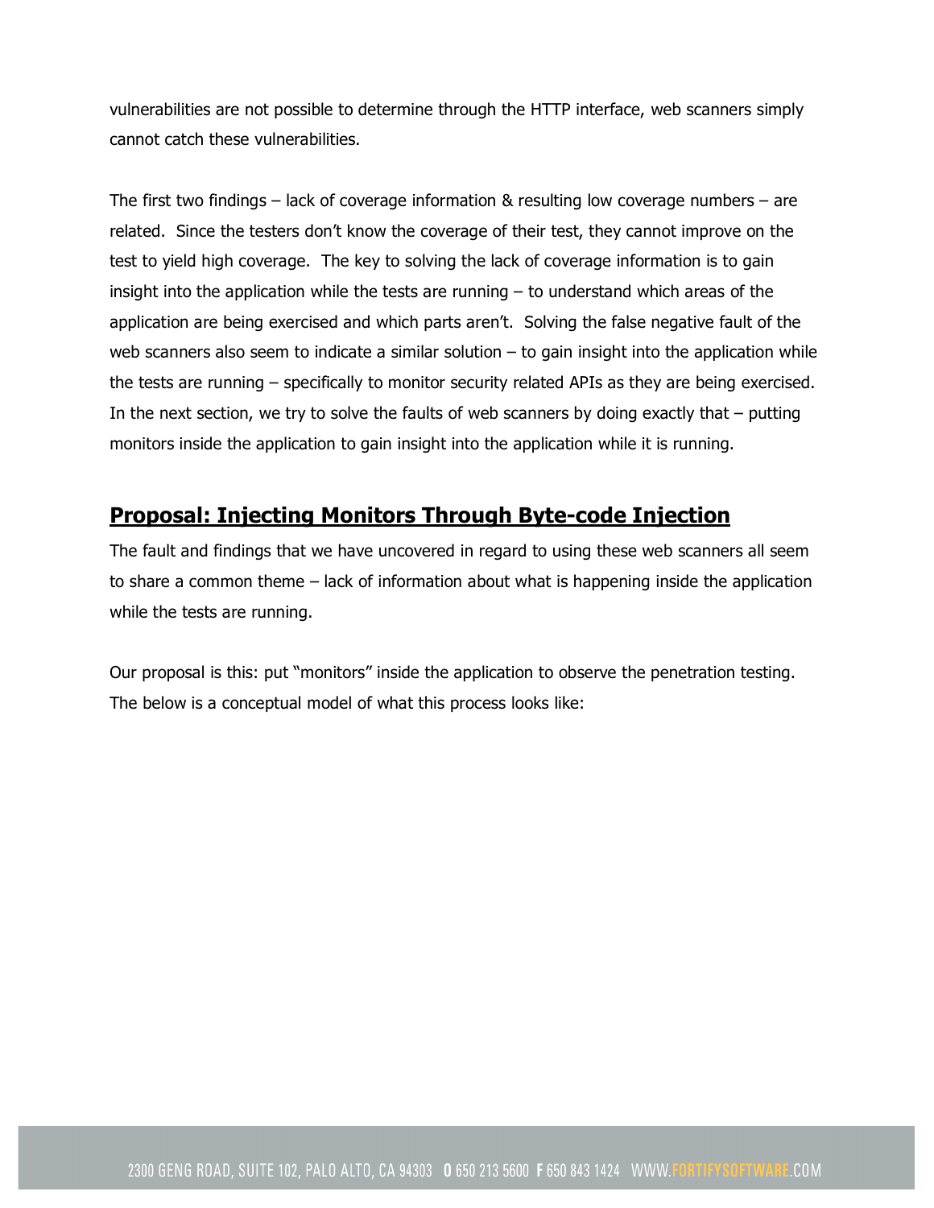vulnerabilities are not possible to determine through the HTTP interface, web scanners simply cannot catch these vulnerabilities.

The first two findings – lack of coverage information & resulting low coverage numbers – are related. Since the testers don't know the coverage of their test, they cannot improve on the test to yield high coverage. The key to solving the lack of coverage information is to gain insight into the application while the tests are running – to understand which areas of the application are being exercised and which parts aren't. Solving the false negative fault of the web scanners also seem to indicate a similar solution – to gain insight into the application while the tests are running – specifically to monitor security related APIs as they are being exercised. In the next section, we try to solve the faults of web scanners by doing exactly that – putting monitors inside the application to gain insight into the application while it is running.

## Proposal: Injecting Monitors Through Byte-code Injection

The fault and findings that we have uncovered in regard to using these web scanners all seem to share a common theme – lack of information about what is happening inside the application while the tests are running.

Our proposal is this: put "monitors" inside the application to observe the penetration testing. The below is a conceptual model of what this process looks like: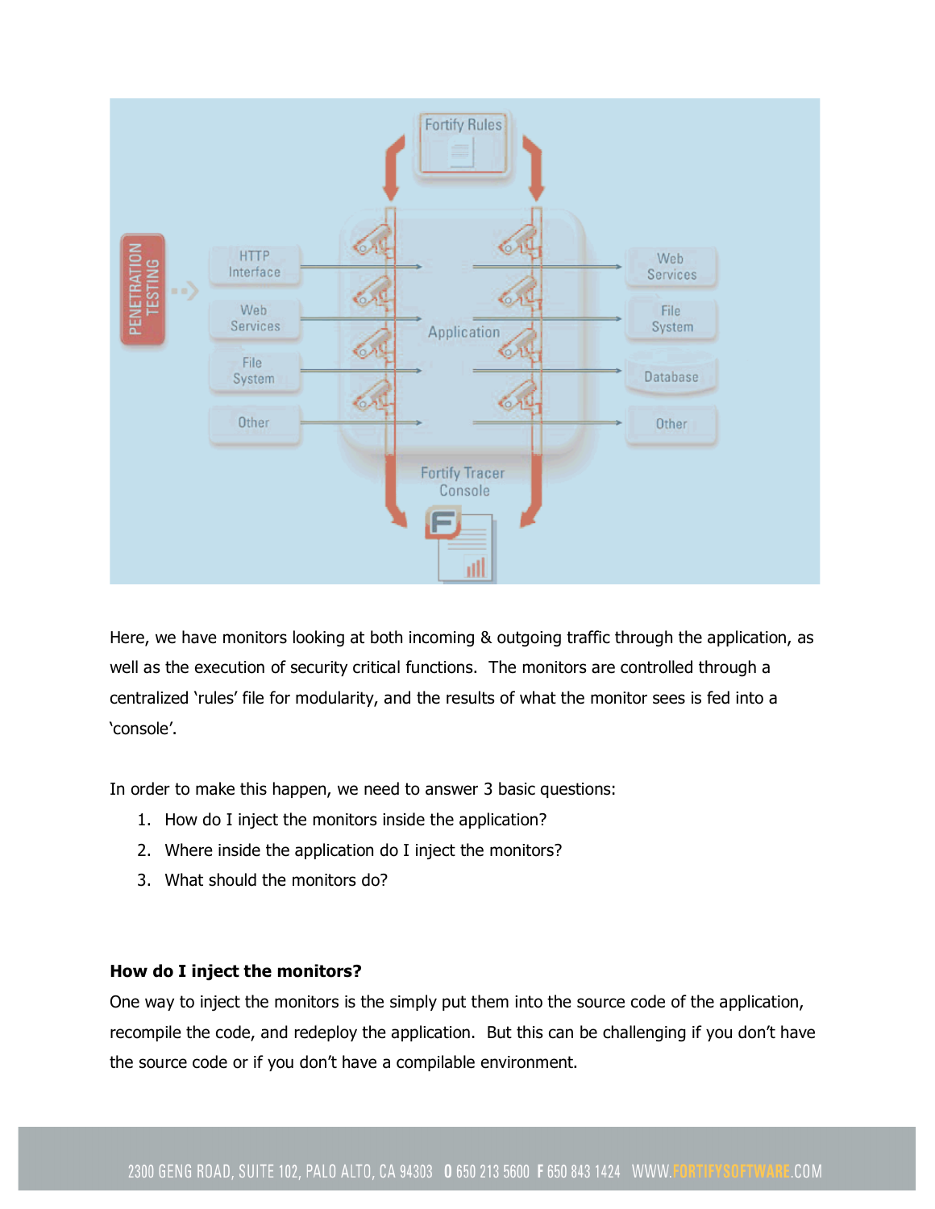Here, we have monitors looking at both incoming & outgoing traffic through the application, as well as the execution of security critical functions. The monitors are controlled through a centralized 'rules' file for modularity, and the results of what the monitor sees is fed into a 'console'.

In order to make this happen, we need to answer 3 basic questions:

1. How do I inject the monitors inside the application?
2. Where inside the application do I inject the monitors?
3. What should the monitors do?

**How do I inject the monitors?**

One way to inject the monitors is the simply put them into the source code of the application, recompile the code, and redeploy the application. But this can be challenging if you don't have the source code or if you don't have a compilable environment.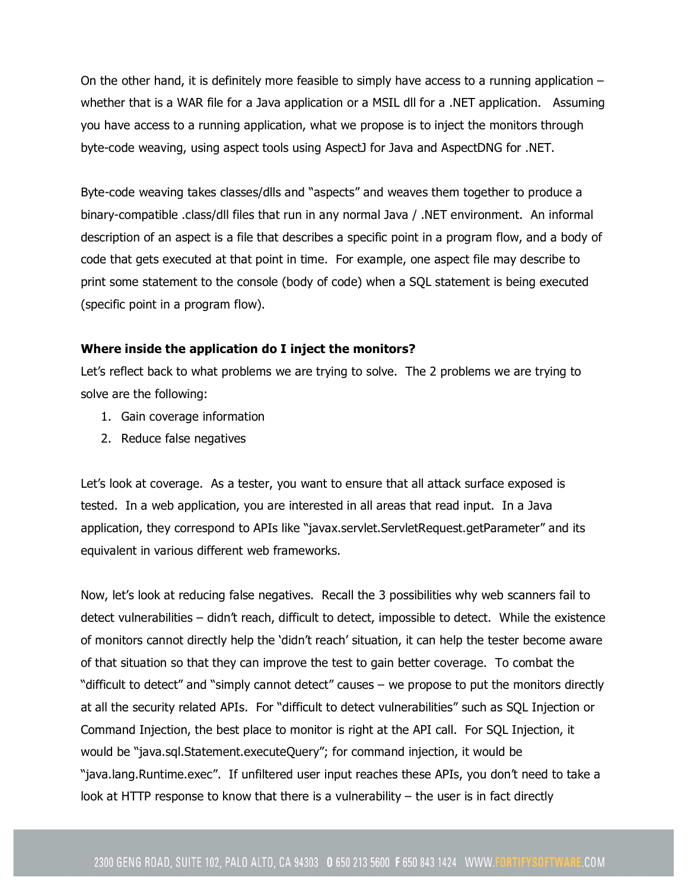On the other hand, it is definitely more feasible to simply have access to a running application – whether that is a WAR file for a Java application or a MSIL dll for a .NET application. Assuming you have access to a running application, what we propose is to inject the monitors through byte-code weaving, using aspect tools using AspectJ for Java and AspectDNG for .NET.

Byte-code weaving takes classes/dlls and "aspects" and weaves them together to produce a binary-compatible .class/dll files that run in any normal Java / .NET environment. An informal description of an aspect is a file that describes a specific point in a program flow, and a body of code that gets executed at that point in time. For example, one aspect file may describe to print some statement to the console (body of code) when a SQL statement is being executed (specific point in a program flow).

**Where inside the application do I inject the monitors?**

Let's reflect back to what problems we are trying to solve. The 2 problems we are trying to solve are the following:

1. Gain coverage information
2. Reduce false negatives

Let's look at coverage. As a tester, you want to ensure that all attack surface exposed is tested. In a web application, you are interested in all areas that read input. In a Java application, they correspond to APIs like "javax.servlet.ServletRequest.getParameter" and its equivalent in various different web frameworks.

Now, let's look at reducing false negatives. Recall the 3 possibilities why web scanners fail to detect vulnerabilities – didn't reach, difficult to detect, impossible to detect. While the existence of monitors cannot directly help the 'didn't reach' situation, it can help the tester become aware of that situation so that they can improve the test to gain better coverage. To combat the "difficult to detect" and "simply cannot detect" causes – we propose to put the monitors directly at all the security related APIs. For "difficult to detect vulnerabilities" such as SQL Injection or Command Injection, the best place to monitor is right at the API call. For SQL Injection, it would be "java.sql.Statement.executeQuery"; for command injection, it would be "java.lang.Runtime.exec". If unfiltered user input reaches these APIs, you don't need to take a look at HTTP response to know that there is a vulnerability – the user is in fact directly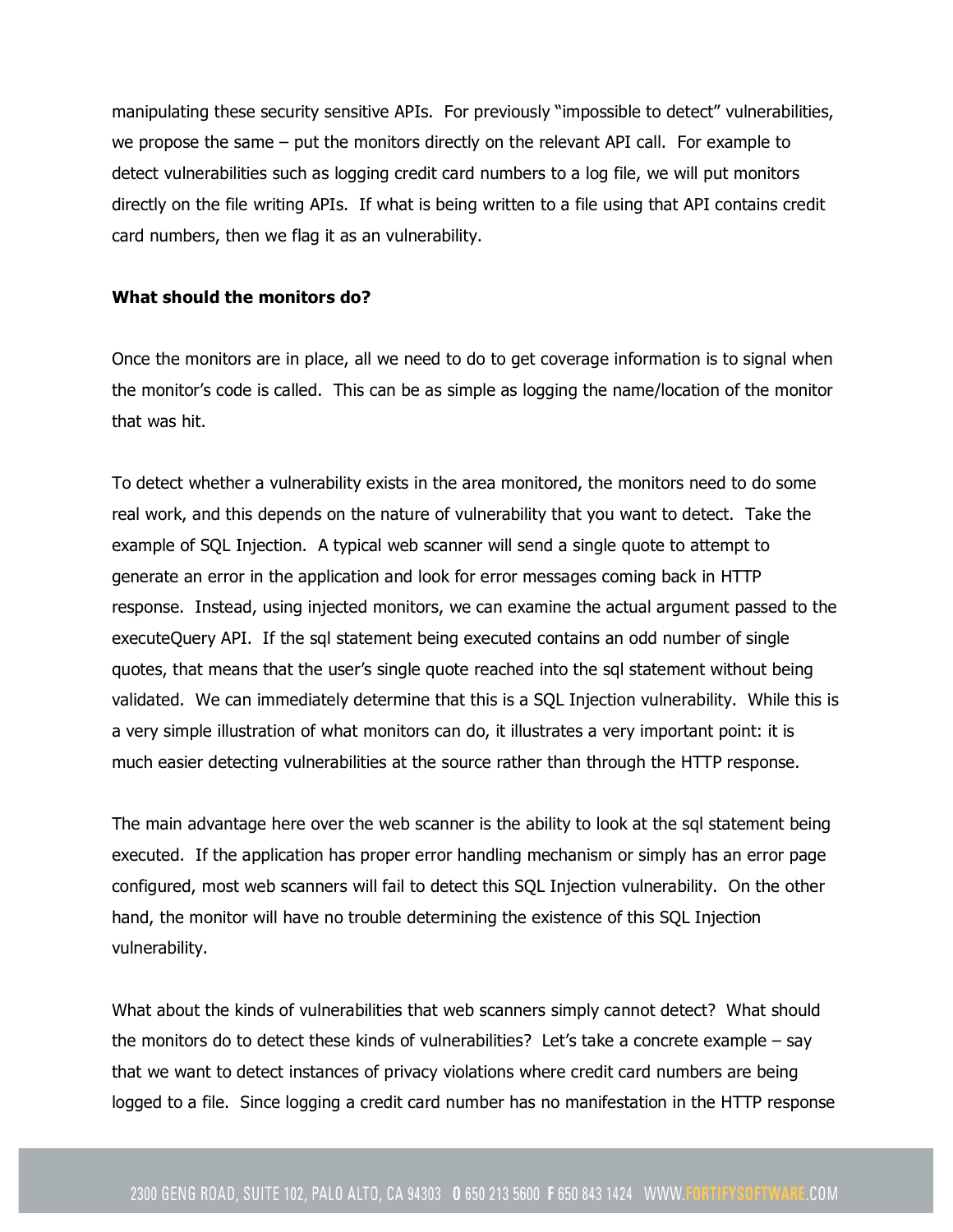manipulating these security sensitive APIs. For previously "impossible to detect" vulnerabilities, we propose the same – put the monitors directly on the relevant API call. For example to detect vulnerabilities such as logging credit card numbers to a log file, we will put monitors directly on the file writing APIs. If what is being written to a file using that API contains credit card numbers, then we flag it as an vulnerability.

**What should the monitors do?**

Once the monitors are in place, all we need to do to get coverage information is to signal when the monitor's code is called. This can be as simple as logging the name/location of the monitor that was hit.

To detect whether a vulnerability exists in the area monitored, the monitors need to do some real work, and this depends on the nature of vulnerability that you want to detect. Take the example of SQL Injection. A typical web scanner will send a single quote to attempt to generate an error in the application and look for error messages coming back in HTTP response. Instead, using injected monitors, we can examine the actual argument passed to the executeQuery API. If the sql statement being executed contains an odd number of single quotes, that means that the user's single quote reached into the sql statement without being validated. We can immediately determine that this is a SQL Injection vulnerability. While this is a very simple illustration of what monitors can do, it illustrates a very important point: it is much easier detecting vulnerabilities at the source rather than through the HTTP response.

The main advantage here over the web scanner is the ability to look at the sql statement being executed. If the application has proper error handling mechanism or simply has an error page configured, most web scanners will fail to detect this SQL Injection vulnerability. On the other hand, the monitor will have no trouble determining the existence of this SQL Injection vulnerability.

What about the kinds of vulnerabilities that web scanners simply cannot detect? What should the monitors do to detect these kinds of vulnerabilities? Let's take a concrete example – say that we want to detect instances of privacy violations where credit card numbers are being logged to a file. Since logging a credit card number has no manifestation in the HTTP response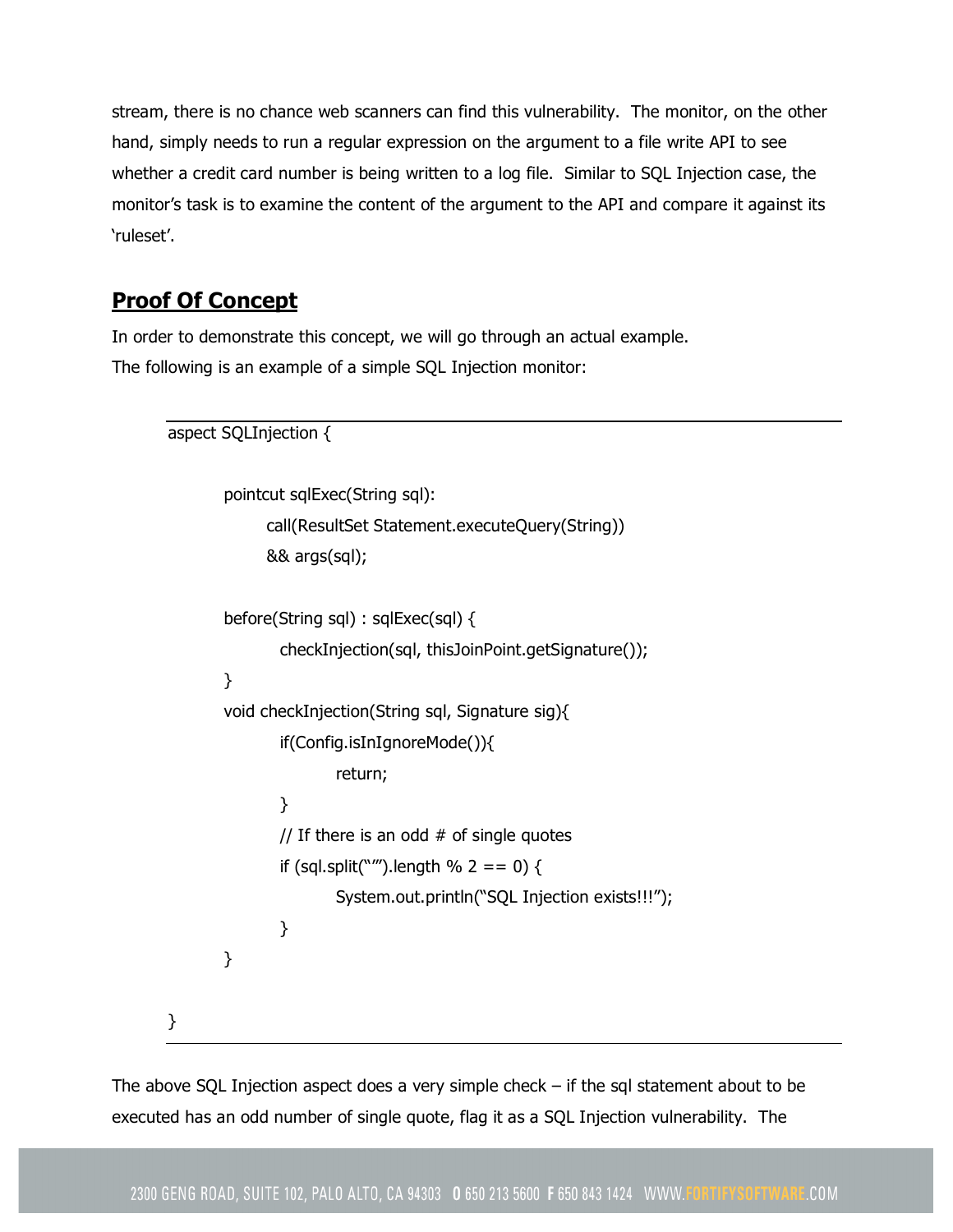stream, there is no chance web scanners can find this vulnerability. The monitor, on the other hand, simply needs to run a regular expression on the argument to a file write API to see whether a credit card number is being written to a log file. Similar to SQL Injection case, the monitor's task is to examine the content of the argument to the API and compare it against its 'ruleset'.

## Proof Of Concept

In order to demonstrate this concept, we will go through an actual example.
The following is an example of a simple SQL Injection monitor:

```
aspect SQLInjection {

        pointcut sqlExec(String sql):
              call(ResultSet Statement.executeQuery(String))
              && args(sql);

        before(String sql) : sqlExec(sql) {
                checkInjection(sql, thisJoinPoint.getSignature());
        }
        void checkInjection(String sql, Signature sig){
                if(Config.isInIgnoreMode()){
                        return;
                }
                // If there is an odd # of single quotes
                if (sql.split("'").length % 2 == 0) {
                        System.out.println("SQL Injection exists!!!");
                }
        }

}
```

The above SQL Injection aspect does a very simple check – if the sql statement about to be executed has an odd number of single quote, flag it as a SQL Injection vulnerability. The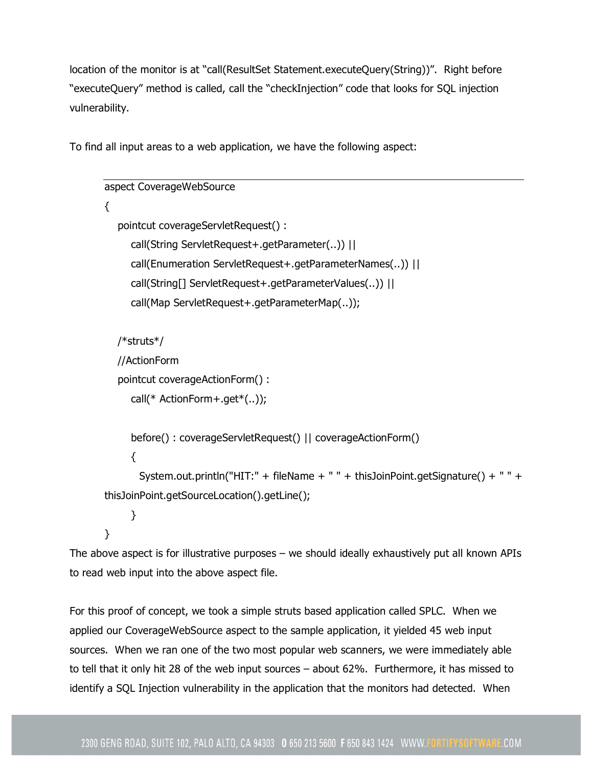location of the monitor is at "call(ResultSet Statement.executeQuery(String))". Right before "executeQuery" method is called, call the "checkInjection" code that looks for SQL injection vulnerability.

To find all input areas to a web application, we have the following aspect:

```
aspect CoverageWebSource
{
   pointcut coverageServletRequest() :
      call(String ServletRequest+.getParameter(..)) ||
      call(Enumeration ServletRequest+.getParameterNames(..)) ||
      call(String[] ServletRequest+.getParameterValues(..)) ||
      call(Map ServletRequest+.getParameterMap(..));

   /*struts*/
   //ActionForm
   pointcut coverageActionForm() :
      call(* ActionForm+.get*(..));

      before() : coverageServletRequest() || coverageActionForm()
      {
        System.out.println("HIT:" + fileName + " " + thisJoinPoint.getSignature() + " " +
thisJoinPoint.getSourceLocation().getLine();
      }
}
```

The above aspect is for illustrative purposes – we should ideally exhaustively put all known APIs to read web input into the above aspect file.

For this proof of concept, we took a simple struts based application called SPLC. When we applied our CoverageWebSource aspect to the sample application, it yielded 45 web input sources. When we ran one of the two most popular web scanners, we were immediately able to tell that it only hit 28 of the web input sources – about 62%. Furthermore, it has missed to identify a SQL Injection vulnerability in the application that the monitors had detected. When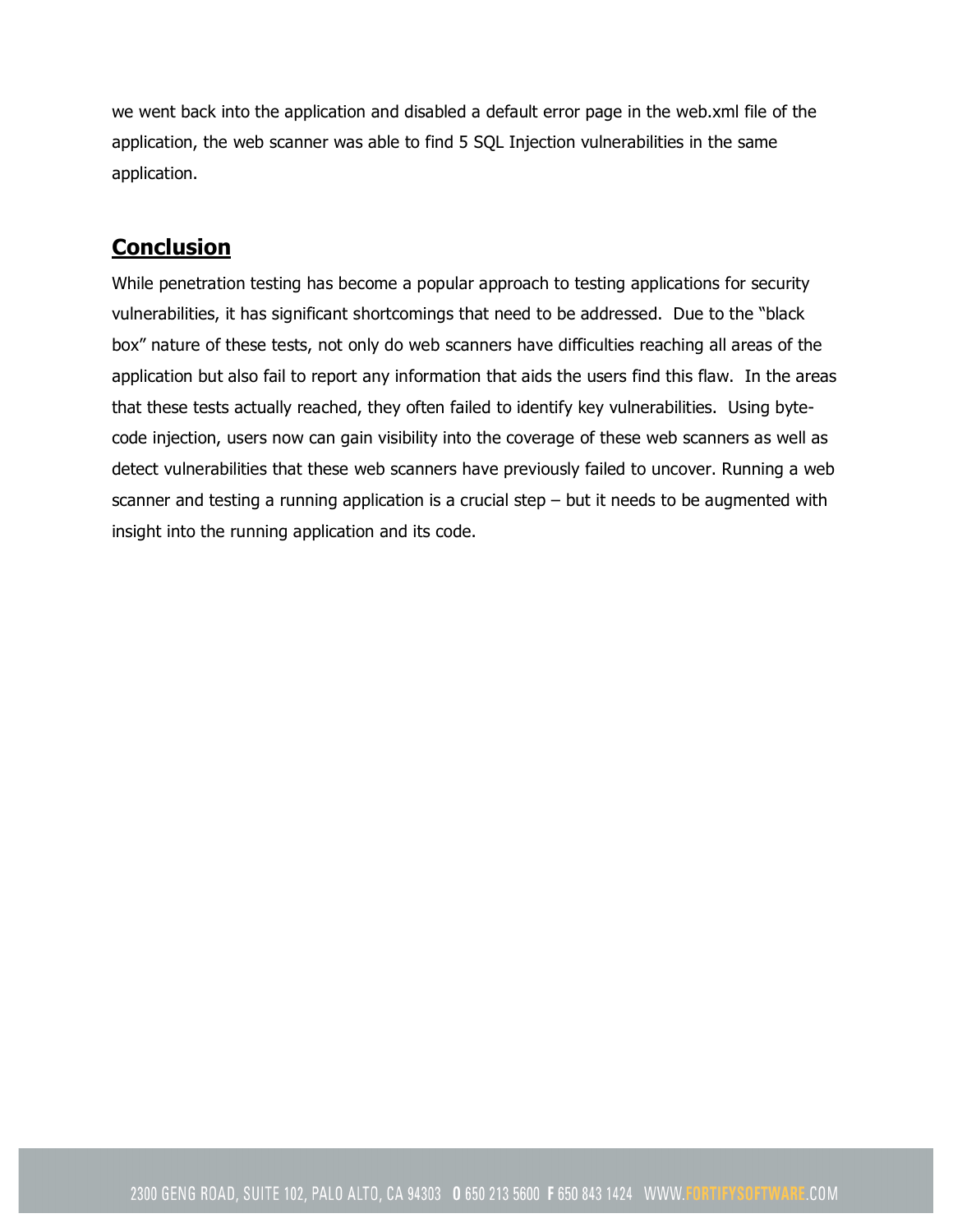we went back into the application and disabled a default error page in the web.xml file of the application, the web scanner was able to find 5 SQL Injection vulnerabilities in the same application.

## Conclusion

While penetration testing has become a popular approach to testing applications for security vulnerabilities, it has significant shortcomings that need to be addressed. Due to the "black box" nature of these tests, not only do web scanners have difficulties reaching all areas of the application but also fail to report any information that aids the users find this flaw. In the areas that these tests actually reached, they often failed to identify key vulnerabilities. Using byte-code injection, users now can gain visibility into the coverage of these web scanners as well as detect vulnerabilities that these web scanners have previously failed to uncover. Running a web scanner and testing a running application is a crucial step – but it needs to be augmented with insight into the running application and its code.